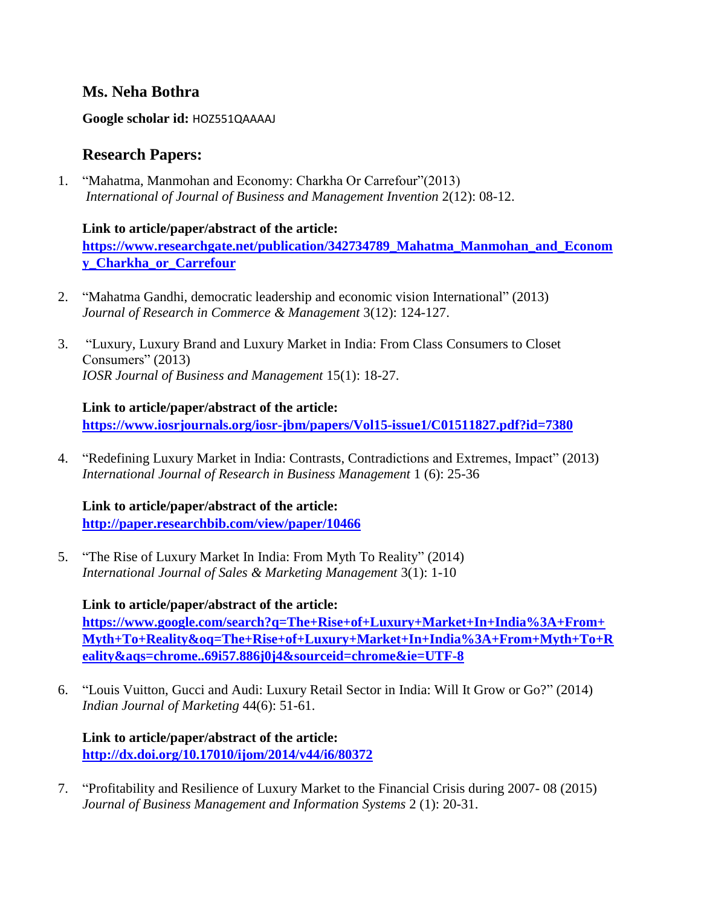## Ms. Neha Bothra

**Google scholar id:** HOZ551QAAAAJ

## Research Papers:

1. "Mahatma, Manmohan and Economy: Charkha Or Carrefour"(2013)
   *International of Journal of Business and Management Invention* 2(12): 08-12.

   **Link to article/paper/abstract of the article:**
   **https://www.researchgate.net/publication/342734789_Mahatma_Manmohan_and_Economy_Charkha_or_Carrefour**

2. "Mahatma Gandhi, democratic leadership and economic vision International" (2013)
   *Journal of Research in Commerce & Management* 3(12): 124-127.

3. "Luxury, Luxury Brand and Luxury Market in India: From Class Consumers to Closet Consumers" (2013)
   *IOSR Journal of Business and Management* 15(1): 18-27.

   **Link to article/paper/abstract of the article:**
   **https://www.iosrjournals.org/iosr-jbm/papers/Vol15-issue1/C01511827.pdf?id=7380**

4. "Redefining Luxury Market in India: Contrasts, Contradictions and Extremes, Impact" (2013)
   *International Journal of Research in Business Management* 1 (6): 25-36

   **Link to article/paper/abstract of the article:**
   **http://paper.researchbib.com/view/paper/10466**

5. "The Rise of Luxury Market In India: From Myth To Reality" (2014)
   *International Journal of Sales & Marketing Management* 3(1): 1-10

   **Link to article/paper/abstract of the article:**
   **https://www.google.com/search?q=The+Rise+of+Luxury+Market+In+India%3A+From+Myth+To+Reality&oq=The+Rise+of+Luxury+Market+In+India%3A+From+Myth+To+Reality&aqs=chrome..69i57.886j0j4&sourceid=chrome&ie=UTF-8**

6. "Louis Vuitton, Gucci and Audi: Luxury Retail Sector in India: Will It Grow or Go?" (2014)
   *Indian Journal of Marketing* 44(6): 51-61.

   **Link to article/paper/abstract of the article:**
   **http://dx.doi.org/10.17010/ijom/2014/v44/i6/80372**

7. "Profitability and Resilience of Luxury Market to the Financial Crisis during 2007- 08 (2015)
   *Journal of Business Management and Information Systems* 2 (1): 20-31.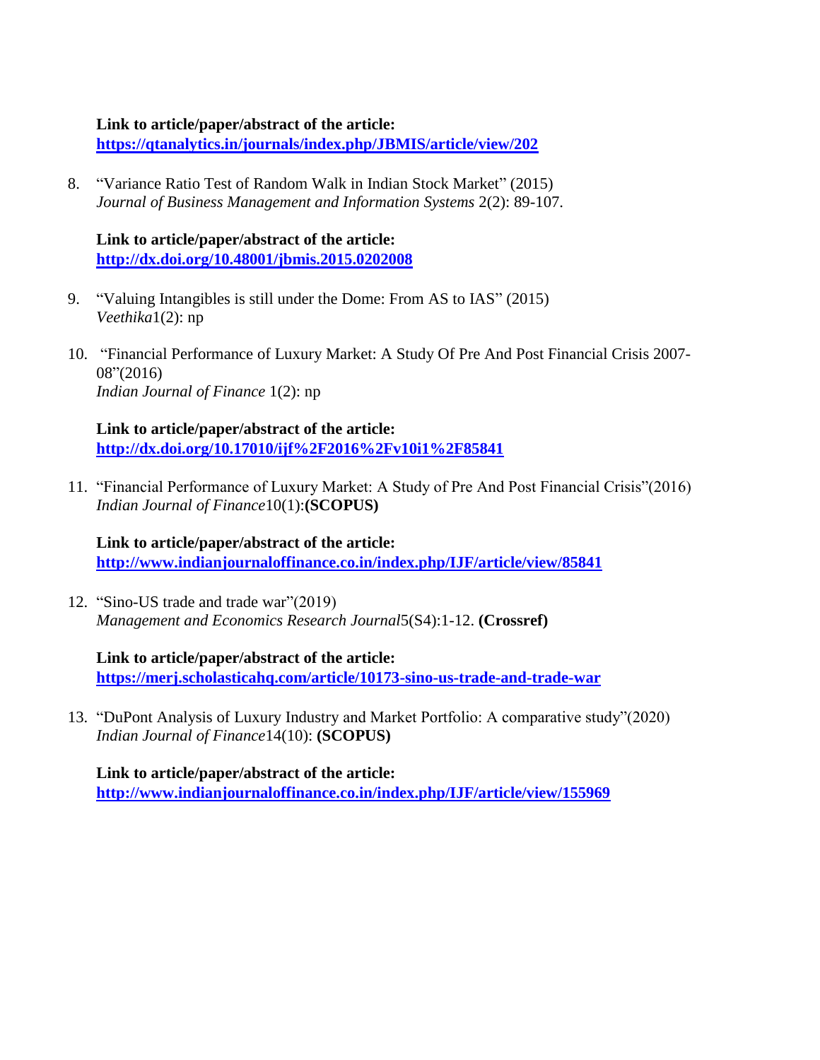**Link to article/paper/abstract of the article:**
**[https://qtanalytics.in/journals/index.php/JBMIS/article/view/202](https://qtanalytics.in/journals/index.php/JBMIS/article/view/202)**

8. "Variance Ratio Test of Random Walk in Indian Stock Market" (2015)
   *Journal of Business Management and Information Systems* 2(2): 89-107.

   **Link to article/paper/abstract of the article:**
   **[http://dx.doi.org/10.48001/jbmis.2015.0202008](http://dx.doi.org/10.48001/jbmis.2015.0202008)**

9. "Valuing Intangibles is still under the Dome: From AS to IAS" (2015)
   *Veethika*1(2): np

10. "Financial Performance of Luxury Market: A Study Of Pre And Post Financial Crisis 2007-08"(2016)
    *Indian Journal of Finance* 1(2): np

    **Link to article/paper/abstract of the article:**
    **[http://dx.doi.org/10.17010/ijf%2F2016%2Fv10i1%2F85841](http://dx.doi.org/10.17010/ijf%2F2016%2Fv10i1%2F85841)**

11. "Financial Performance of Luxury Market: A Study of Pre And Post Financial Crisis"(2016)
    *Indian Journal of Finance*10(1):**(SCOPUS)**

    **Link to article/paper/abstract of the article:**
    **[http://www.indianjournaloffinance.co.in/index.php/IJF/article/view/85841](http://www.indianjournaloffinance.co.in/index.php/IJF/article/view/85841)**

12. "Sino-US trade and trade war"(2019)
    *Management and Economics Research Journal*5(S4):1-12. **(Crossref)**

    **Link to article/paper/abstract of the article:**
    **[https://merj.scholasticahq.com/article/10173-sino-us-trade-and-trade-war](https://merj.scholasticahq.com/article/10173-sino-us-trade-and-trade-war)**

13. "DuPont Analysis of Luxury Industry and Market Portfolio: A comparative study"(2020)
    *Indian Journal of Finance*14(10): **(SCOPUS)**

    **Link to article/paper/abstract of the article:**
    **[http://www.indianjournaloffinance.co.in/index.php/IJF/article/view/155969](http://www.indianjournaloffinance.co.in/index.php/IJF/article/view/155969)**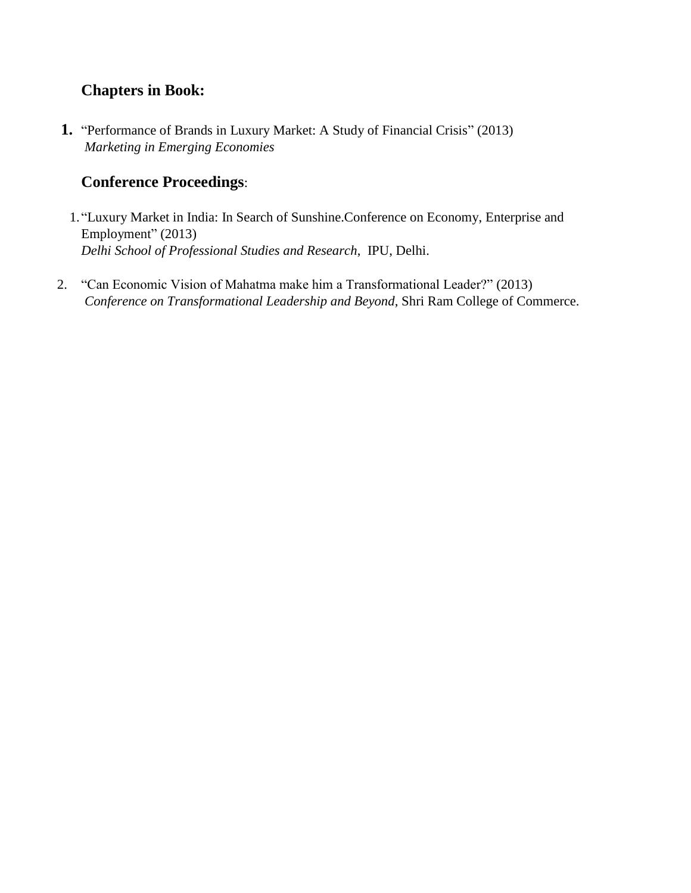## Chapters in Book:

1. "Performance of Brands in Luxury Market: A Study of Financial Crisis" (2013)  
   *Marketing in Emerging Economies*

## Conference Proceedings:

1. "Luxury Market in India: In Search of Sunshine.Conference on Economy, Enterprise and Employment" (2013)  
   *Delhi School of Professional Studies and Research*, IPU, Delhi.

2. "Can Economic Vision of Mahatma make him a Transformational Leader?" (2013)  
   *Conference on Transformational Leadership and Beyond*, Shri Ram College of Commerce.